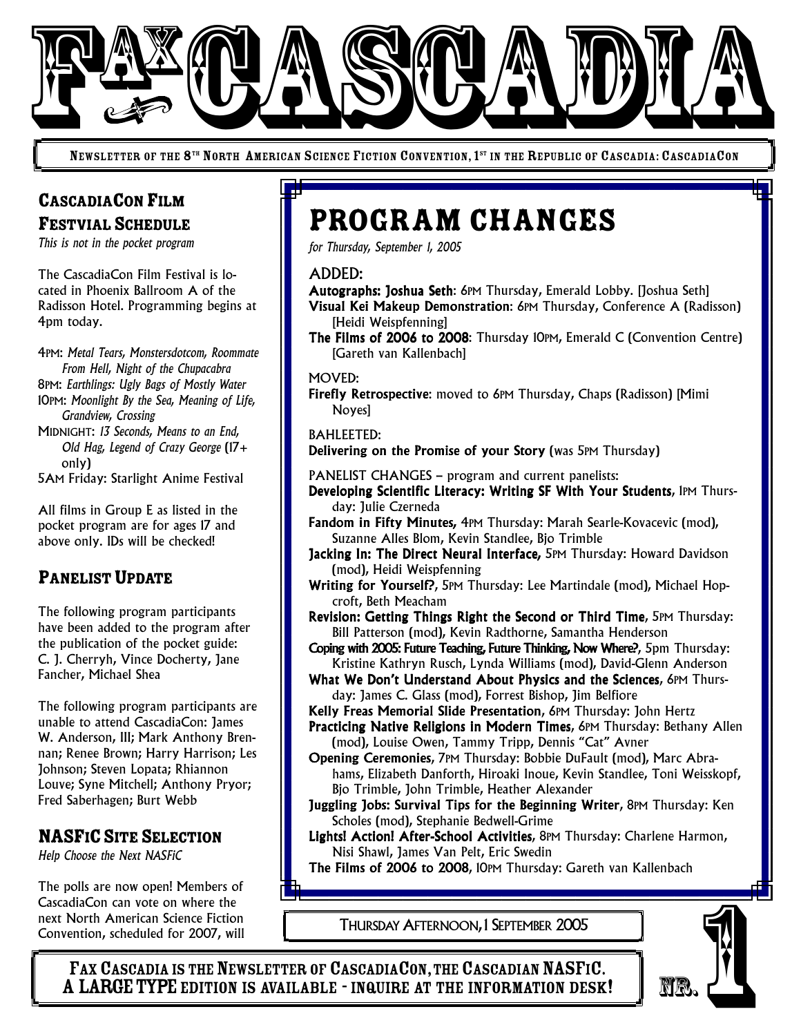# FAX CASCADIA

NEWSLETTER OF THE 8TH NORTH AMERICAN SCIENCE FICTION CONVENTION, 1ST IN THE REPUBLIC OF CASCADIA: CASCADIACON

## CascadiaCon Film Festvial Schedule

*This is not in the pocket program*

The CascadiaCon Film Festival is located in Phoenix Ballroom A of the Radisson Hotel. Programming begins at 4pm today.

4PM: *Metal Tears, Monstersdotcom, Roommate From Hell, Night of the Chupacabra*
8PM: *Earthlings: Ugly Bags of Mostly Water*
10PM: *Moonlight By the Sea, Meaning of Life, Grandview, Crossing*
MIDNIGHT: *13 Seconds, Means to an End, Old Hag, Legend of Crazy George* (17+ only)
5AM Friday: Starlight Anime Festival

All films in Group E as listed in the pocket program are for ages 17 and above only. IDs will be checked!

## Panelist Update

The following program participants have been added to the program after the publication of the pocket guide: C. J. Cherryh, Vince Docherty, Jane Fancher, Michael Shea

The following program participants are unable to attend CascadiaCon: James W. Anderson, III; Mark Anthony Brennan; Renee Brown; Harry Harrison; Les Johnson; Steven Lopata; Rhiannon Louve; Syne Mitchell; Anthony Pryor; Fred Saberhagen; Burt Webb

## NASFiC Site Selection

*Help Choose the Next NASFiC*

The polls are now open! Members of CascadiaCon can vote on where the next North American Science Fiction Convention, scheduled for 2007, will

# Program Changes

*for Thursday, September 1, 2005*

ADDED:

**Autographs: Joshua Seth**: 6PM Thursday, Emerald Lobby. [Joshua Seth]
**Visual Kei Makeup Demonstration**: 6PM Thursday, Conference A (Radisson) [Heidi Weispfenning]
**The Films of 2006 to 2008**: Thursday 10PM, Emerald C (Convention Centre) [Gareth van Kallenbach]

MOVED:

**Firefly Retrospective**: moved to 6PM Thursday, Chaps (Radisson) [Mimi Noyes]

BAHLEETED:

**Delivering on the Promise of your Story** (was 5PM Thursday)

PANELIST CHANGES – program and current panelists:

**Developing Scientific Literacy: Writing SF With Your Students**, 1PM Thursday: Julie Czerneda
**Fandom in Fifty Minutes,** 4PM Thursday: Marah Searle-Kovacevic (mod), Suzanne Alles Blom, Kevin Standlee, Bjo Trimble
**Jacking In: The Direct Neural Interface,** 5PM Thursday: Howard Davidson (mod), Heidi Weispfenning
**Writing for Yourself?,** 5PM Thursday: Lee Martindale (mod), Michael Hopcroft, Beth Meacham
**Revision: Getting Things Right the Second or Third Time**, 5PM Thursday: Bill Patterson (mod), Kevin Radthorne, Samantha Henderson
**Coping with 2005: Future Teaching, Future Thinking, Now Where?**, 5pm Thursday: Kristine Kathryn Rusch, Lynda Williams (mod), David-Glenn Anderson
**What We Don't Understand About Physics and the Sciences**, 6PM Thursday: James C. Glass (mod), Forrest Bishop, Jim Belfiore
**Kelly Freas Memorial Slide Presentation,** 6PM Thursday: John Hertz
**Practicing Native Religions in Modern Times**, 6PM Thursday: Bethany Allen (mod), Louise Owen, Tammy Tripp, Dennis "Cat" Avner
**Opening Ceremonies**, 7PM Thursday: Bobbie DuFault (mod), Marc Abrahams, Elizabeth Danforth, Hiroaki Inoue, Kevin Standlee, Toni Weisskopf, Bjo Trimble, John Trimble, Heather Alexander
**Juggling Jobs: Survival Tips for the Beginning Writer**, 8PM Thursday: Ken Scholes (mod), Stephanie Bedwell-Grime
**Lights! Action! After-School Activities**, 8PM Thursday: Charlene Harmon, Nisi Shawl, James Van Pelt, Eric Swedin
**The Films of 2006 to 2008**, 10PM Thursday: Gareth van Kallenbach

THURSDAY AFTERNOON, 1 SEPTEMBER 2005

FAX CASCADIA IS THE NEWSLETTER OF CASCADIACON, THE CASCADIAN NASFIC.
A LARGE TYPE EDITION IS AVAILABLE - INQUIRE AT THE INFORMATION DESK!

NR. 1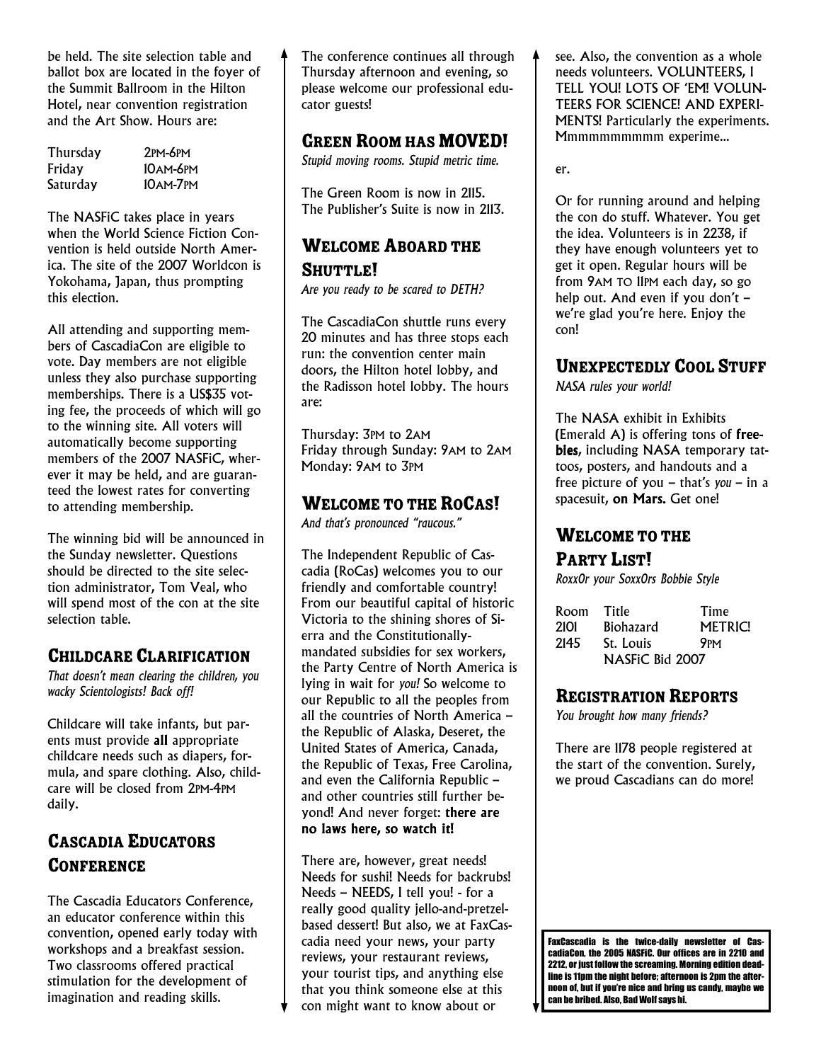be held. The site selection table and ballot box are located in the foyer of the Summit Ballroom in the Hilton Hotel, near convention registration and the Art Show. Hours are:

| | |
|---|---|
| Thursday | 2PM-6PM |
| Friday | 10AM-6PM |
| Saturday | 10AM-7PM |

The NASFiC takes place in years when the World Science Fiction Convention is held outside North America. The site of the 2007 Worldcon is Yokohama, Japan, thus prompting this election.

All attending and supporting members of CascadiaCon are eligible to vote. Day members are not eligible unless they also purchase supporting memberships. There is a US$35 voting fee, the proceeds of which will go to the winning site. All voters will automatically become supporting members of the 2007 NASFiC, wherever it may be held, and are guaranteed the lowest rates for converting to attending membership.

The winning bid will be announced in the Sunday newsletter. Questions should be directed to the site selection administrator, Tom Veal, who will spend most of the con at the site selection table.

## Childcare Clarification

*That doesn't mean clearing the children, you wacky Scientologists! Back off!*

Childcare will take infants, but parents must provide **all** appropriate childcare needs such as diapers, formula, and spare clothing. Also, childcare will be closed from 2PM-4PM daily.

## Cascadia Educators Conference

The Cascadia Educators Conference, an educator conference within this convention, opened early today with workshops and a breakfast session. Two classrooms offered practical stimulation for the development of imagination and reading skills.

The conference continues all through Thursday afternoon and evening, so please welcome our professional educator guests!

## Green Room has MOVED!

*Stupid moving rooms. Stupid metric time.*

The Green Room is now in 2115.
The Publisher's Suite is now in 2113.

## Welcome Aboard the Shuttle!

*Are you ready to be scared to DETH?*

The CascadiaCon shuttle runs every 20 minutes and has three stops each run: the convention center main doors, the Hilton hotel lobby, and the Radisson hotel lobby. The hours are:

Thursday: 3PM to 2AM
Friday through Sunday: 9AM to 2AM
Monday: 9AM to 3PM

## Welcome to the RoCas!

*And that's pronounced "raucous."*

The Independent Republic of Cascadia (RoCas) welcomes you to our friendly and comfortable country! From our beautiful capital of historic Victoria to the shining shores of Sierra and the Constitutionally-mandated subsidies for sex workers, the Party Centre of North America is lying in wait for *you!* So welcome to our Republic to all the peoples from all the countries of North America – the Republic of Alaska, Deseret, the United States of America, Canada, the Republic of Texas, Free Carolina, and even the California Republic – and other countries still further beyond! And never forget: **there are no laws here, so watch it!**

There are, however, great needs! Needs for sushi! Needs for backrubs! Needs – NEEDS, I tell you! - for a really good quality jello-and-pretzel-based dessert! But also, we at FaxCascadia need your news, your party reviews, your restaurant reviews, your tourist tips, and anything else that you think someone else at this con might want to know about or see. Also, the convention as a whole needs volunteers. VOLUNTEERS, I TELL YOU! LOTS OF 'EM! VOLUNTEERS FOR SCIENCE! AND EXPERIMENTS! Particularly the experiments. Mmmmmmmmmm experime...

er.

Or for running around and helping the con do stuff. Whatever. You get the idea. Volunteers is in 2238, if they have enough volunteers yet to get it open. Regular hours will be from 9AM TO 11PM each day, so go help out. And even if you don't – we're glad you're here. Enjoy the con!

## Unexpectedly Cool Stuff

*NASA rules your world!*

The NASA exhibit in Exhibits (Emerald A) is offering tons of **freebies**, including NASA temporary tattoos, posters, and handouts and a free picture of you – that's *you* – in a spacesuit, **on Mars.** Get one!

## Welcome to the Party List!

*Roxx0r your Soxx0rs Bobbie Style*

| Room | Title | Time |
|---|---|---|
| 2101 | Biohazard | METRIC! |
| 2145 | St. Louis NASFiC Bid 2007 | 9PM |

## Registration Reports

*You brought how many friends?*

There are 1178 people registered at the start of the convention. Surely, we proud Cascadians can do more!

**FaxCascadia is the twice-daily newsletter of CascadiaCon, the 2005 NASFiC. Our offices are in 2210 and 2212, or just follow the screaming. Morning edition deadline is 11pm the night before; afternoon is 2pm the afternoon of, but if you're nice and bring us candy, maybe we can be bribed. Also, Bad Wolf says hi.**